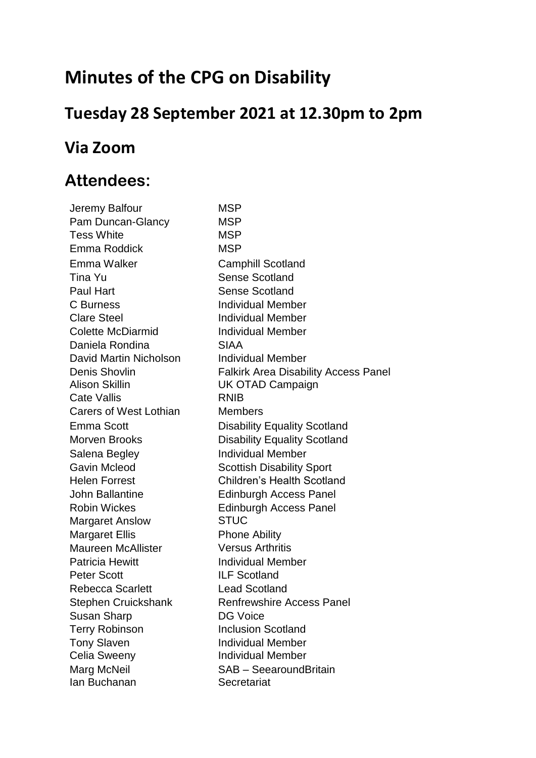# Minutes of the CPG on Disability

## Tuesday 28 September 2021 at 12.30pm to 2pm

## Via Zoom

## Attendees:

| | |
|---|---|
| Jeremy Balfour | MSP |
| Pam Duncan-Glancy | MSP |
| Tess White | MSP |
| Emma Roddick | MSP |
| Emma Walker | Camphill Scotland |
| Tina Yu | Sense Scotland |
| Paul Hart | Sense Scotland |
| C Burness | Individual Member |
| Clare Steel | Individual Member |
| Colette McDiarmid | Individual Member |
| Daniela Rondina | SIAA |
| David Martin Nicholson | Individual Member |
| Denis Shovlin | Falkirk Area Disability Access Panel |
| Alison Skillin | UK OTAD Campaign |
| Cate Vallis | RNIB |
| Carers of West Lothian | Members |
| Emma Scott | Disability Equality Scotland |
| Morven Brooks | Disability Equality Scotland |
| Salena Begley | Individual Member |
| Gavin Mcleod | Scottish Disability Sport |
| Helen Forrest | Children's Health Scotland |
| John Ballantine | Edinburgh Access Panel |
| Robin Wickes | Edinburgh Access Panel |
| Margaret Anslow | STUC |
| Margaret Ellis | Phone Ability |
| Maureen McAllister | Versus Arthritis |
| Patricia Hewitt | Individual Member |
| Peter Scott | ILF Scotland |
| Rebecca Scarlett | Lead Scotland |
| Stephen Cruickshank | Renfrewshire Access Panel |
| Susan Sharp | DG Voice |
| Terry Robinson | Inclusion Scotland |
| Tony Slaven | Individual Member |
| Celia Sweeny | Individual Member |
| Marg McNeil | SAB – SeearoundBritain |
| Ian Buchanan | Secretariat |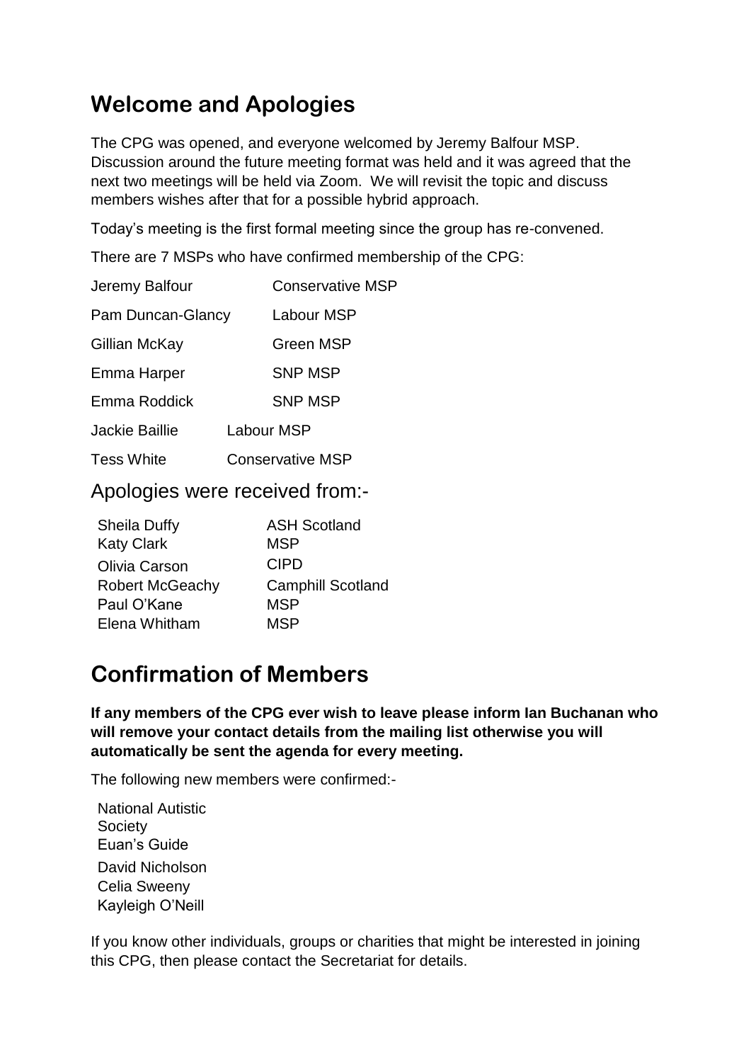## Welcome and Apologies

The CPG was opened, and everyone welcomed by Jeremy Balfour MSP. Discussion around the future meeting format was held and it was agreed that the next two meetings will be held via Zoom. We will revisit the topic and discuss members wishes after that for a possible hybrid approach.

Today's meeting is the first formal meeting since the group has re-convened.

There are 7 MSPs who have confirmed membership of the CPG:

| | |
|---|---|
| Jeremy Balfour | Conservative MSP |
| Pam Duncan-Glancy | Labour MSP |
| Gillian McKay | Green MSP |
| Emma Harper | SNP MSP |
| Emma Roddick | SNP MSP |
| Jackie Baillie | Labour MSP |
| Tess White | Conservative MSP |

Apologies were received from:-

| | |
|---|---|
| Sheila Duffy | ASH Scotland |
| Katy Clark | MSP |
| Olivia Carson | CIPD |
| Robert McGeachy | Camphill Scotland |
| Paul O'Kane | MSP |
| Elena Whitham | MSP |

## Confirmation of Members

**If any members of the CPG ever wish to leave please inform Ian Buchanan who will remove your contact details from the mailing list otherwise you will automatically be sent the agenda for every meeting.**

The following new members were confirmed:-

National Autistic Society
Euan's Guide
David Nicholson
Celia Sweeny
Kayleigh O'Neill

If you know other individuals, groups or charities that might be interested in joining this CPG, then please contact the Secretariat for details.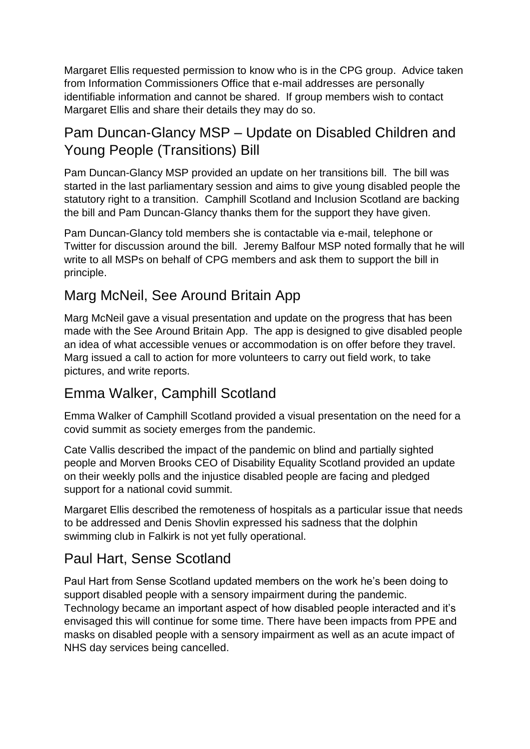Margaret Ellis requested permission to know who is in the CPG group. Advice taken from Information Commissioners Office that e-mail addresses are personally identifiable information and cannot be shared. If group members wish to contact Margaret Ellis and share their details they may do so.

## Pam Duncan-Glancy MSP – Update on Disabled Children and Young People (Transitions) Bill

Pam Duncan-Glancy MSP provided an update on her transitions bill. The bill was started in the last parliamentary session and aims to give young disabled people the statutory right to a transition. Camphill Scotland and Inclusion Scotland are backing the bill and Pam Duncan-Glancy thanks them for the support they have given.

Pam Duncan-Glancy told members she is contactable via e-mail, telephone or Twitter for discussion around the bill. Jeremy Balfour MSP noted formally that he will write to all MSPs on behalf of CPG members and ask them to support the bill in principle.

## Marg McNeil, See Around Britain App

Marg McNeil gave a visual presentation and update on the progress that has been made with the See Around Britain App. The app is designed to give disabled people an idea of what accessible venues or accommodation is on offer before they travel. Marg issued a call to action for more volunteers to carry out field work, to take pictures, and write reports.

## Emma Walker, Camphill Scotland

Emma Walker of Camphill Scotland provided a visual presentation on the need for a covid summit as society emerges from the pandemic.

Cate Vallis described the impact of the pandemic on blind and partially sighted people and Morven Brooks CEO of Disability Equality Scotland provided an update on their weekly polls and the injustice disabled people are facing and pledged support for a national covid summit.

Margaret Ellis described the remoteness of hospitals as a particular issue that needs to be addressed and Denis Shovlin expressed his sadness that the dolphin swimming club in Falkirk is not yet fully operational.

## Paul Hart, Sense Scotland

Paul Hart from Sense Scotland updated members on the work he's been doing to support disabled people with a sensory impairment during the pandemic. Technology became an important aspect of how disabled people interacted and it's envisaged this will continue for some time. There have been impacts from PPE and masks on disabled people with a sensory impairment as well as an acute impact of NHS day services being cancelled.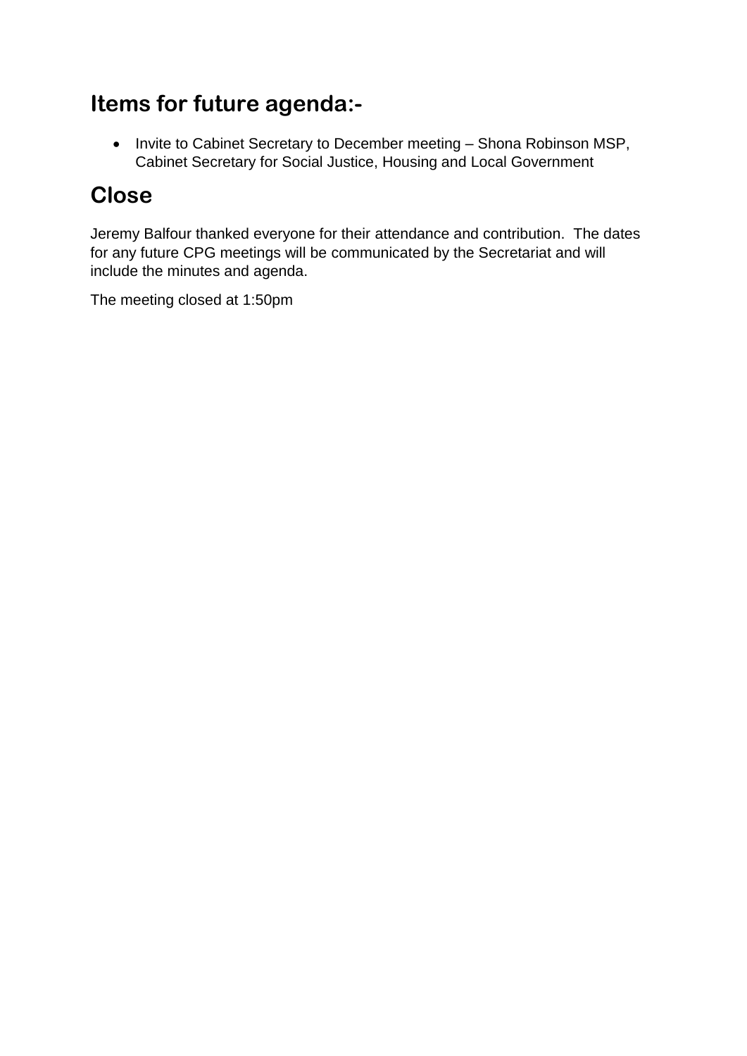## Items for future agenda:-

- Invite to Cabinet Secretary to December meeting – Shona Robinson MSP, Cabinet Secretary for Social Justice, Housing and Local Government

## Close

Jeremy Balfour thanked everyone for their attendance and contribution.  The dates for any future CPG meetings will be communicated by the Secretariat and will include the minutes and agenda.

The meeting closed at 1:50pm